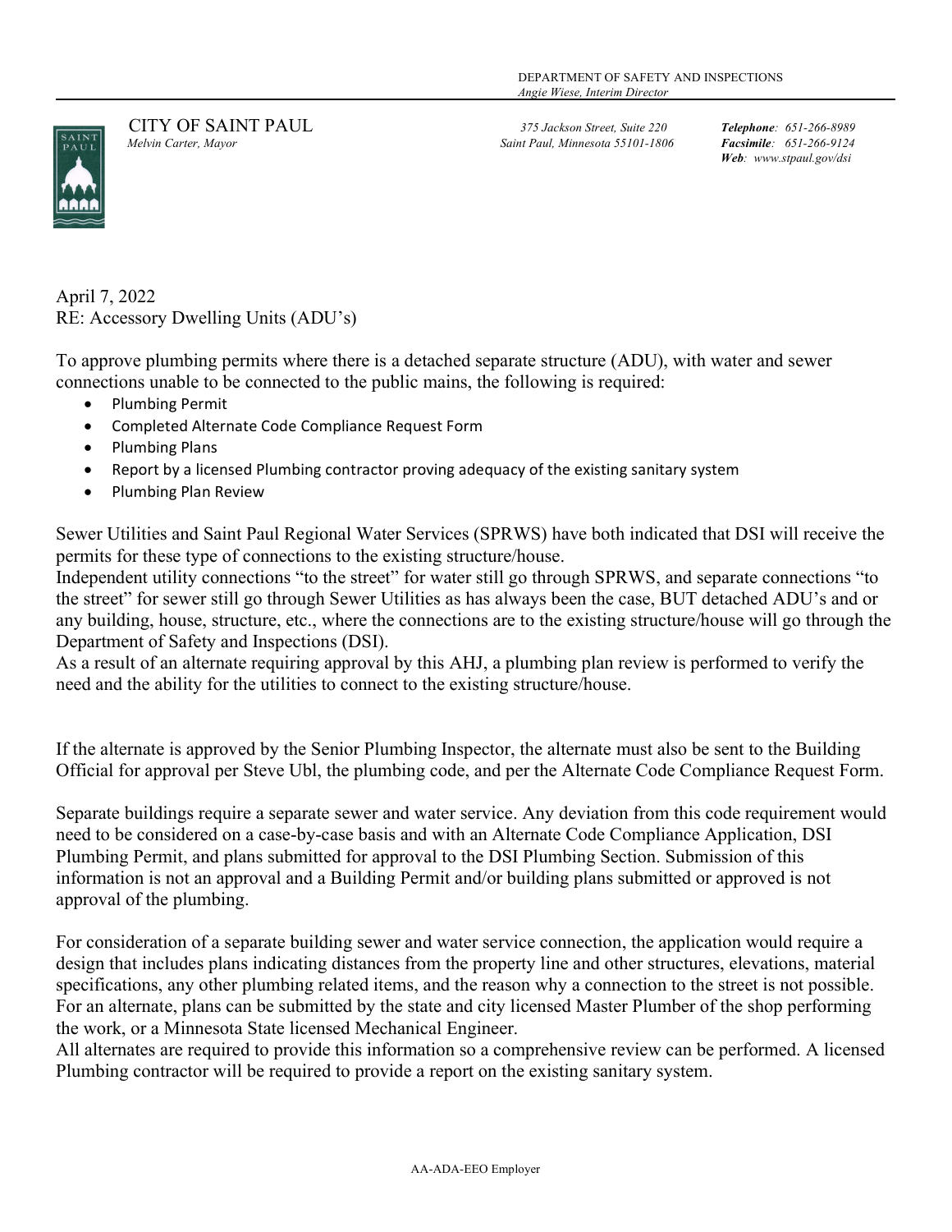DEPARTMENT OF SAFETY AND INSPECTIONS
*Angie Wiese, Interim Director*

CITY OF SAINT PAUL
*Melvin Carter, Mayor*

*375 Jackson Street, Suite 220*
*Saint Paul, Minnesota 55101-1806*

***Telephone**: 651-266-8989*
***Facsimile**: 651-266-9124*
***Web**: www.stpaul.gov/dsi*

April 7, 2022
RE: Accessory Dwelling Units (ADU's)

To approve plumbing permits where there is a detached separate structure (ADU), with water and sewer connections unable to be connected to the public mains, the following is required:

- Plumbing Permit
- Completed Alternate Code Compliance Request Form
- Plumbing Plans
- Report by a licensed Plumbing contractor proving adequacy of the existing sanitary system
- Plumbing Plan Review

Sewer Utilities and Saint Paul Regional Water Services (SPRWS) have both indicated that DSI will receive the permits for these type of connections to the existing structure/house.
Independent utility connections "to the street" for water still go through SPRWS, and separate connections "to the street" for sewer still go through Sewer Utilities as has always been the case, BUT detached ADU's and or any building, house, structure, etc., where the connections are to the existing structure/house will go through the Department of Safety and Inspections (DSI).
As a result of an alternate requiring approval by this AHJ, a plumbing plan review is performed to verify the need and the ability for the utilities to connect to the existing structure/house.

If the alternate is approved by the Senior Plumbing Inspector, the alternate must also be sent to the Building Official for approval per Steve Ubl, the plumbing code, and per the Alternate Code Compliance Request Form.

Separate buildings require a separate sewer and water service. Any deviation from this code requirement would need to be considered on a case-by-case basis and with an Alternate Code Compliance Application, DSI Plumbing Permit, and plans submitted for approval to the DSI Plumbing Section. Submission of this information is not an approval and a Building Permit and/or building plans submitted or approved is not approval of the plumbing.

For consideration of a separate building sewer and water service connection, the application would require a design that includes plans indicating distances from the property line and other structures, elevations, material specifications, any other plumbing related items, and the reason why a connection to the street is not possible. For an alternate, plans can be submitted by the state and city licensed Master Plumber of the shop performing the work, or a Minnesota State licensed Mechanical Engineer.
All alternates are required to provide this information so a comprehensive review can be performed. A licensed Plumbing contractor will be required to provide a report on the existing sanitary system.

AA-ADA-EEO Employer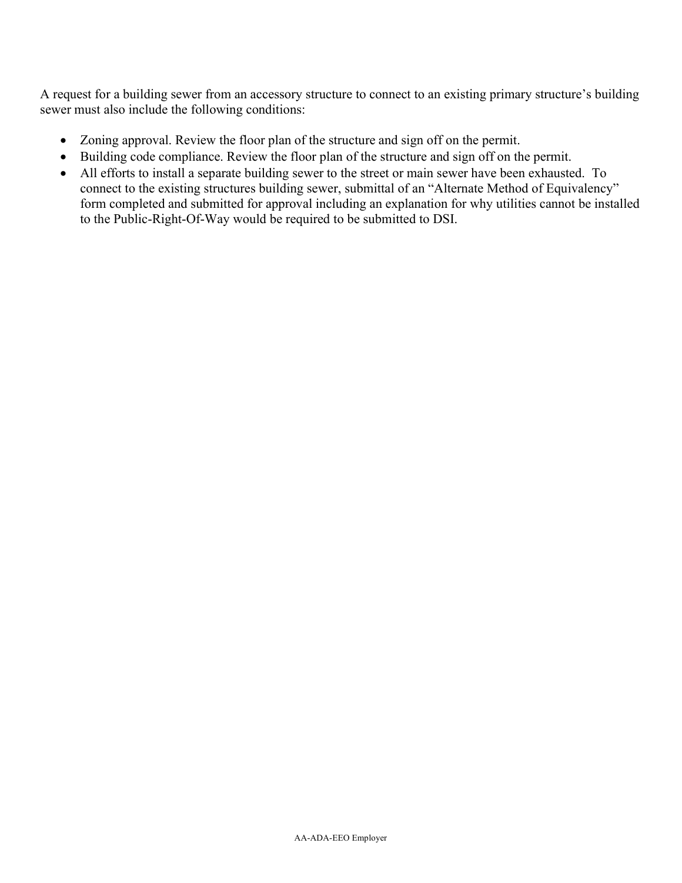A request for a building sewer from an accessory structure to connect to an existing primary structure's building sewer must also include the following conditions:

- Zoning approval. Review the floor plan of the structure and sign off on the permit.
- Building code compliance. Review the floor plan of the structure and sign off on the permit.
- All efforts to install a separate building sewer to the street or main sewer have been exhausted. To connect to the existing structures building sewer, submittal of an "Alternate Method of Equivalency" form completed and submitted for approval including an explanation for why utilities cannot be installed to the Public-Right-Of-Way would be required to be submitted to DSI.